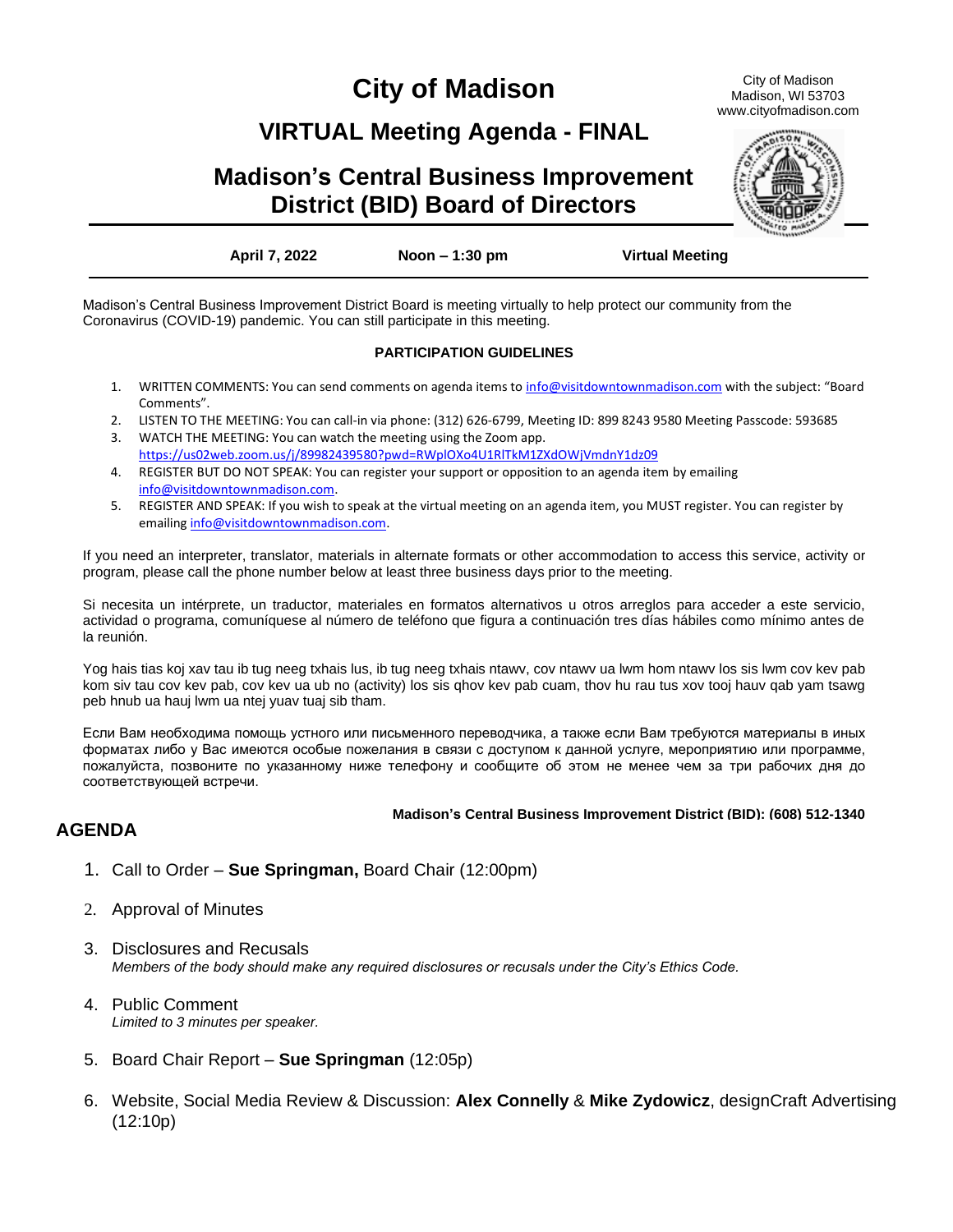# City of Madison

City of Madison
Madison, WI 53703
www.cityofmadison.com

## VIRTUAL Meeting Agenda - FINAL

## Madison's Central Business Improvement District (BID) Board of Directors

**April 7, 2022** | **Noon – 1:30 pm** | **Virtual Meeting**

Madison's Central Business Improvement District Board is meeting virtually to help protect our community from the Coronavirus (COVID-19) pandemic. You can still participate in this meeting.

**PARTICIPATION GUIDELINES**

1. WRITTEN COMMENTS: You can send comments on agenda items to info@visitdowntownmadison.com with the subject: "Board Comments".
2. LISTEN TO THE MEETING: You can call-in via phone: (312) 626-6799, Meeting ID: 899 8243 9580 Meeting Passcode: 593685
3. WATCH THE MEETING: You can watch the meeting using the Zoom app. https://us02web.zoom.us/j/89982439580?pwd=RWplOXo4U1RlTkM1ZXdOWjVmdnY1dz09
4. REGISTER BUT DO NOT SPEAK: You can register your support or opposition to an agenda item by emailing info@visitdowntownmadison.com.
5. REGISTER AND SPEAK: If you wish to speak at the virtual meeting on an agenda item, you MUST register. You can register by emailing info@visitdowntownmadison.com.

If you need an interpreter, translator, materials in alternate formats or other accommodation to access this service, activity or program, please call the phone number below at least three business days prior to the meeting.

Si necesita un intérprete, un traductor, materiales en formatos alternativos u otros arreglos para acceder a este servicio, actividad o programa, comuníquese al número de teléfono que figura a continuación tres días hábiles como mínimo antes de la reunión.

Yog hais tias koj xav tau ib tug neeg txhais lus, ib tug neeg txhais ntawv, cov ntawv ua lwm hom ntawv los sis lwm cov kev pab kom siv tau cov kev pab, cov kev ua ub no (activity) los sis qhov kev pab cuam, thov hu rau tus xov tooj hauv qab yam tsawg peb hnub ua hauj lwm ua ntej yuav tuaj sib tham.

Если Вам необходима помощь устного или письменного переводчика, а также если Вам требуются материалы в иных форматах либо у Вас имеются особые пожелания в связи с доступом к данной услуге, мероприятию или программе, пожалуйста, позвоните по указанному ниже телефону и сообщите об этом не менее чем за три рабочих дня до соответствующей встречи.

**Madison's Central Business Improvement District (BID): (608) 512-1340**

## AGENDA

1. Call to Order – **Sue Springman,** Board Chair (12:00pm)
2. Approval of Minutes
3. Disclosures and Recusals
   *Members of the body should make any required disclosures or recusals under the City's Ethics Code.*
4. Public Comment
   *Limited to 3 minutes per speaker.*
5. Board Chair Report – **Sue Springman** (12:05p)
6. Website, Social Media Review & Discussion: **Alex Connelly** & **Mike Zydowicz**, designCraft Advertising (12:10p)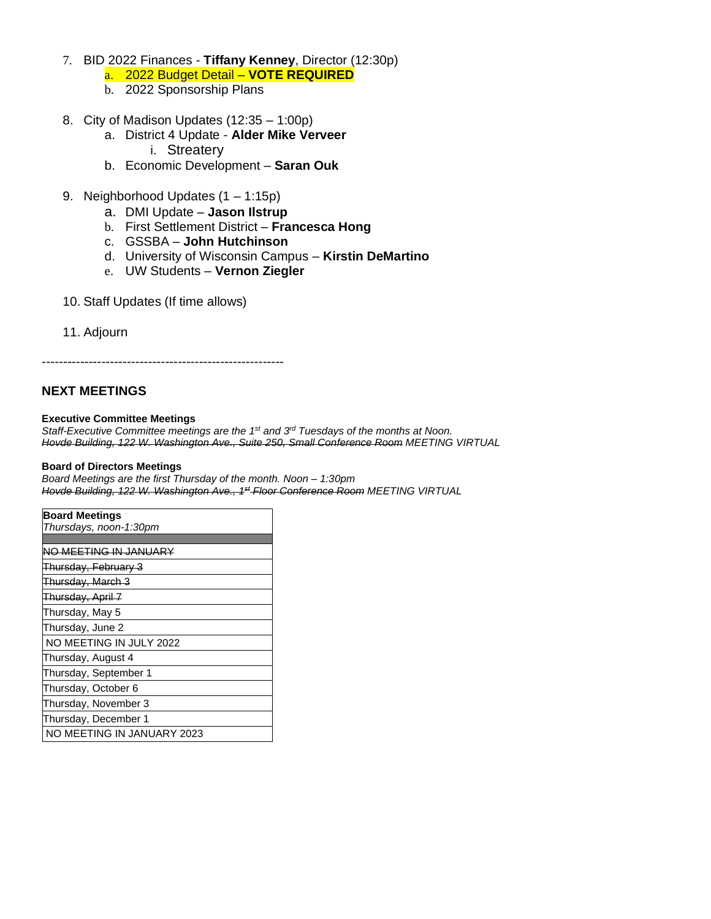7. BID 2022 Finances - **Tiffany Kenney**, Director (12:30p)
   a. 2022 Budget Detail – **VOTE REQUIRED**
   b. 2022 Sponsorship Plans

8. City of Madison Updates (12:35 – 1:00p)
   a. District 4 Update - **Alder Mike Verveer**
      i. Streatery
   b. Economic Development – **Saran Ouk**

9. Neighborhood Updates (1 – 1:15p)
   a. DMI Update – **Jason Ilstrup**
   b. First Settlement District – **Francesca Hong**
   c. GSSBA – **John Hutchinson**
   d. University of Wisconsin Campus – **Kirstin DeMartino**
   e. UW Students – **Vernon Ziegler**

10. Staff Updates (If time allows)

11. Adjourn

---------------------------------------------------------

## NEXT MEETINGS

**Executive Committee Meetings**

*Staff-Executive Committee meetings are the 1st and 3rd Tuesdays of the months at Noon.*
*~~Hovde Building, 122 W. Washington Ave., Suite 250, Small Conference Room~~ MEETING VIRTUAL*

**Board of Directors Meetings**

*Board Meetings are the first Thursday of the month. Noon – 1:30pm*
*~~Hovde Building, 122 W. Washington Ave., 1st Floor Conference Room~~ MEETING VIRTUAL*

| **Board Meetings** *Thursdays, noon-1:30pm* |
|---|
| |
| ~~NO MEETING IN JANUARY~~ |
| ~~Thursday, February 3~~ |
| ~~Thursday, March 3~~ |
| ~~Thursday, April 7~~ |
| Thursday, May 5 |
| Thursday, June 2 |
| NO MEETING IN JULY 2022 |
| Thursday, August 4 |
| Thursday, September 1 |
| Thursday, October 6 |
| Thursday, November 3 |
| Thursday, December 1 |
| NO MEETING IN JANUARY 2023 |